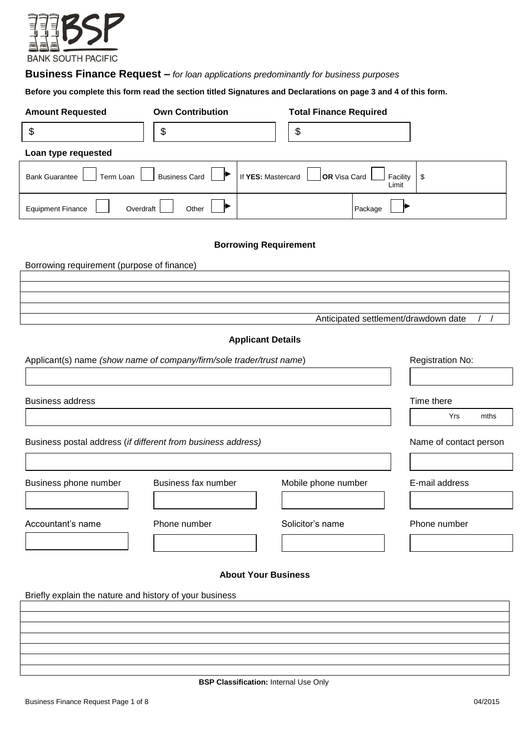BANK SOUTH PACIFIC

# Business Finance Request – *for loan applications predominantly for business purposes*

**Before you complete this form read the section titled Signatures and Declarations on page 3 and 4 of this form.**

| **Amount Requested** | **Own Contribution** | **Total Finance Required** |
|---|---|---|
| $ | $ | $ |

**Loan type requested**

| | | | |
|---|---|---|---|
| Bank Guarantee ☐ Term Loan ☐ Business Card ☐ ▶ | If **YES:** Mastercard ☐ **OR** Visa Card ☐ | Facility Limit | $ |
| Equipment Finance ☐ Overdraft ☐ Other ☐ ▶ | | Package ☐ ▶ | |

## Borrowing Requirement

Borrowing requirement (purpose of finance)

Anticipated settlement/drawdown date / /

## Applicant Details

Applicant(s) name *(show name of company/firm/sole trader/trust name)*

Registration No:

Business address

Time there Yrs mths

Business postal address (*if different from business address)*

Name of contact person

| Business phone number | Business fax number | Mobile phone number | E-mail address |
|---|---|---|---|
| | | | |

| Accountant's name | Phone number | Solicitor's name | Phone number |
|---|---|---|---|
| | | | |

## About Your Business

Briefly explain the nature and history of your business

**BSP Classification:** Internal Use Only

04/2015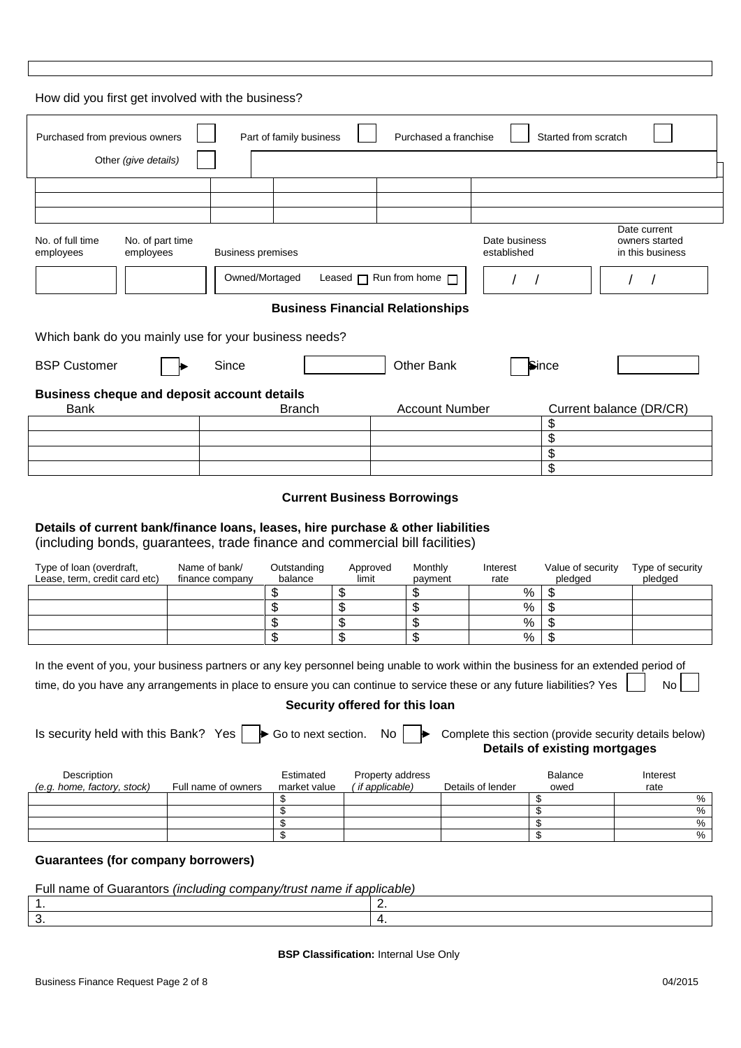How did you first get involved with the business?

| | | | | | | | |
|---|---|---|---|---|---|---|---|
| Purchased from previous owners | ☐ | Part of family business | ☐ | Purchased a franchise | ☐ | Started from scratch | ☐ |
| Other *(give details)* | ☐ | | | | | | |

| | | | | | |
|---|---|---|---|---|---|
| No. of full time employees | No. of part time employees | Business premises | | Date business established | Date current owners started in this business |
| | | Owned/Mortaged | Leased ☐ Run from home ☐ | / / | / / |

## Business Financial Relationships

Which bank do you mainly use for your business needs?

BSP Customer ☐ ► Since ____ Other Bank ☐ ► Since ____

### Business cheque and deposit account details

| Bank | Branch | Account Number | Current balance (DR/CR) |
|---|---|---|---|
| | | | $ |
| | | | $ |
| | | | $ |
| | | | $ |

## Current Business Borrowings

**Details of current bank/finance loans, leases, hire purchase & other liabilities**
(including bonds, guarantees, trade finance and commercial bill facilities)

| Type of loan (overdraft, Lease, term, credit card etc) | Name of bank/ finance company | Outstanding balance | Approved limit | Monthly payment | Interest rate | Value of security pledged | Type of security pledged |
|---|---|---|---|---|---|---|---|
| | | $ | $ | $ | % | $ | |
| | | $ | $ | $ | % | $ | |
| | | $ | $ | $ | % | $ | |
| | | $ | $ | $ | % | $ | |

In the event of you, your business partners or any key personnel being unable to work within the business for an extended period of time, do you have any arrangements in place to ensure you can continue to service these or any future liabilities? Yes ☐ No ☐

## Security offered for this loan

Is security held with this Bank? Yes ☐ ► Go to next section. No ☐ ► Complete this section (provide security details below)

**Details of existing mortgages**

| Description *(e.g. home, factory, stock)* | Full name of owners | Estimated market value | Property address *( if applicable)* | Details of lender | Balance owed | Interest rate |
|---|---|---|---|---|---|---|
| | | $ | | | $ | % |
| | | $ | | | $ | % |
| | | $ | | | $ | % |
| | | $ | | | $ | % |

### Guarantees (for company borrowers)

Full name of Guarantors *(including company/trust name if applicable)*

| | |
|---|---|
| 1. | 2. |
| 3. | 4. |

**BSP Classification:** Internal Use Only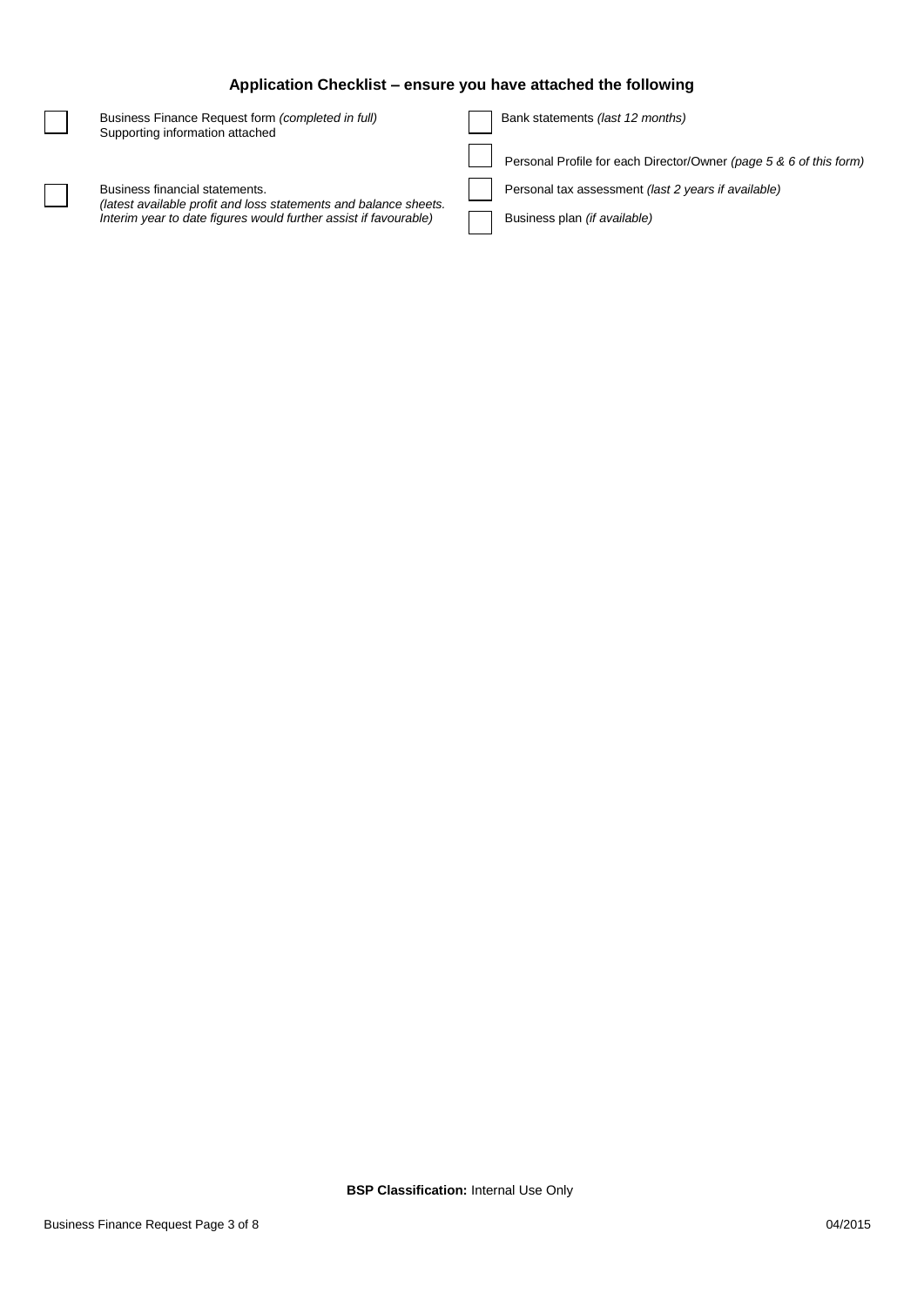## Application Checklist – ensure you have attached the following

- ☐ Business Finance Request form *(completed in full)*
  Supporting information attached
- ☐ Business financial statements.
  *(latest available profit and loss statements and balance sheets. Interim year to date figures would further assist if favourable)*
- ☐ Bank statements *(last 12 months)*
- ☐ Personal Profile for each Director/Owner *(page 5 & 6 of this form)*
- ☐ Personal tax assessment *(last 2 years if available)*
- ☐ Business plan *(if available)*

**BSP Classification:** Internal Use Only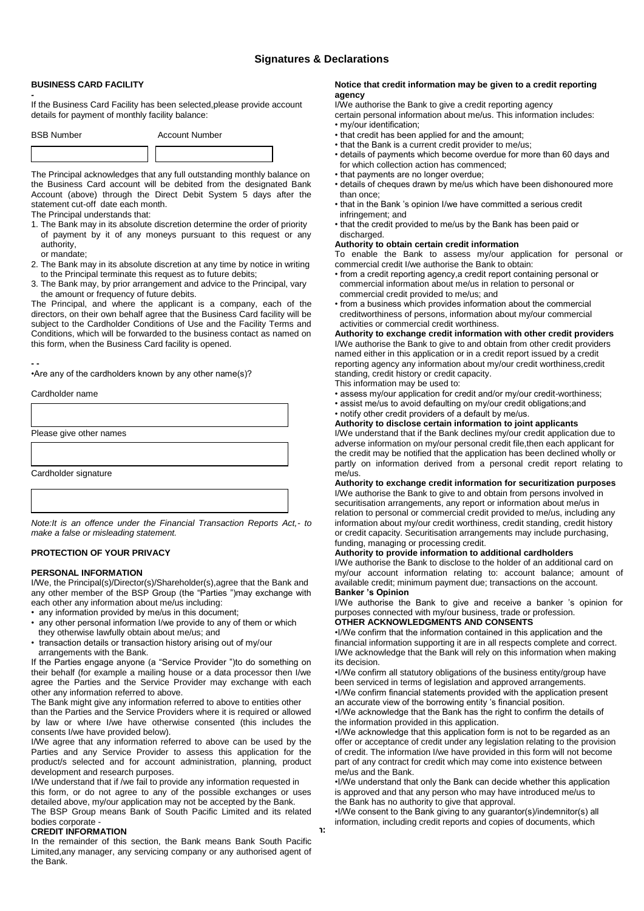## Signatures & Declarations

### BUSINESS CARD FACILITY

-

If the Business Card Facility has been selected,please provide account details for payment of monthly facility balance:

| BSB Number | Account Number |
|---|---|
| | |

The Principal acknowledges that any full outstanding monthly balance on the Business Card account will be debited from the designated Bank Account (above) through the Direct Debit System 5 days after the statement cut-off date each month.

The Principal understands that:

1. The Bank may in its absolute discretion determine the order of priority of payment by it of any moneys pursuant to this request or any authority, or mandate;
2. The Bank may in its absolute discretion at any time by notice in writing to the Principal terminate this request as to future debits;
3. The Bank may, by prior arrangement and advice to the Principal, vary the amount or frequency of future debits.

The Principal, and where the applicant is a company, each of the directors, on their own behalf agree that the Business Card facility will be subject to the Cardholder Conditions of Use and the Facility Terms and Conditions, which will be forwarded to the business contact as named on this form, when the Business Card facility is opened.

- -

•Are any of the cardholders known by any other name(s)?

Cardholder name

Please give other names

Cardholder signature

*Note:It is an offence under the Financial Transaction Reports Act,- to make a false or misleading statement.*

### PROTECTION OF YOUR PRIVACY

#### PERSONAL INFORMATION

I/We, the Principal(s)/Director(s)/Shareholder(s),agree that the Bank and any other member of the BSP Group (the "Parties ")may exchange with each other any information about me/us including:

- any information provided by me/us in this document;
- any other personal information I/we provide to any of them or which they otherwise lawfully obtain about me/us; and
- transaction details or transaction history arising out of my/our arrangements with the Bank.

If the Parties engage anyone (a "Service Provider ")to do something on their behalf (for example a mailing house or a data processor then I/we agree the Parties and the Service Provider may exchange with each other any information referred to above.

The Bank might give any information referred to above to entities other than the Parties and the Service Providers where it is required or allowed by law or where I/we have otherwise consented (this includes the consents I/we have provided below).

I/We agree that any information referred to above can be used by the Parties and any Service Provider to assess this application for the product/s selected and for account administration, planning, product development and research purposes.

I/We understand that if /we fail to provide any information requested in this form, or do not agree to any of the possible exchanges or uses detailed above, my/our application may not be accepted by the Bank.

The BSP Group means Bank of South Pacific Limited and its related bodies corporate -

#### CREDIT INFORMATION

In the remainder of this section, the Bank means Bank South Pacific Limited,any manager, any servicing company or any authorised agent of the Bank.

**Notice that credit information may be given to a credit reporting agency**

I/We authorise the Bank to give a credit reporting agency certain personal information about me/us. This information includes:

- my/our identification;
- that credit has been applied for and the amount;
- that the Bank is a current credit provider to me/us;
- details of payments which become overdue for more than 60 days and for which collection action has commenced;
- that payments are no longer overdue;
- details of cheques drawn by me/us which have been dishonoured more than once;
- that in the Bank 's opinion I/we have committed a serious credit infringement; and
- that the credit provided to me/us by the Bank has been paid or discharged.

**Authority to obtain certain credit information**

To enable the Bank to assess my/our application for personal or commercial credit I/we authorise the Bank to obtain:

- from a credit reporting agency,a credit report containing personal or commercial information about me/us in relation to personal or commercial credit provided to me/us; and
- from a business which provides information about the commercial creditworthiness of persons, information about my/our commercial activities or commercial credit worthiness.

**Authority to exchange credit information with other credit providers**

I/We authorise the Bank to give to and obtain from other credit providers named either in this application or in a credit report issued by a credit reporting agency any information about my/our credit worthiness,credit standing, credit history or credit capacity.

This information may be used to:

- assess my/our application for credit and/or my/our credit-worthiness;
- assist me/us to avoid defaulting on my/our credit obligations;and
- notify other credit providers of a default by me/us.

**Authority to disclose certain information to joint applicants**

I/We understand that if the Bank declines my/our credit application due to adverse information on my/our personal credit file,then each applicant for the credit may be notified that the application has been declined wholly or partly on information derived from a personal credit report relating to me/us.

**Authority to exchange credit information for securitization purposes**

I/We authorise the Bank to give to and obtain from persons involved in securitisation arrangements, any report or information about me/us in relation to personal or commercial credit provided to me/us, including any information about my/our credit worthiness, credit standing, credit history or credit capacity. Securitisation arrangements may include purchasing, funding, managing or processing credit.

**Authority to provide information to additional cardholders**

I/We authorise the Bank to disclose to the holder of an additional card on my/our account information relating to: account balance; amount of available credit; minimum payment due; transactions on the account.

**Banker 's Opinion**

I/We authorise the Bank to give and receive a banker 's opinion for purposes connected with my/our business, trade or profession.

**OTHER ACKNOWLEDGMENTS AND CONSENTS**

•I/We confirm that the information contained in this application and the financial information supporting it are in all respects complete and correct. I/We acknowledge that the Bank will rely on this information when making its decision.

•I/We confirm all statutory obligations of the business entity/group have been serviced in terms of legislation and approved arrangements.

•I/We confirm financial statements provided with the application present an accurate view of the borrowing entity 's financial position.

•I/We acknowledge that the Bank has the right to confirm the details of the information provided in this application.

•I/We acknowledge that this application form is not to be regarded as an offer or acceptance of credit under any legislation relating to the provision of credit. The information I/we have provided in this form will not become part of any contract for credit which may come into existence between me/us and the Bank.

•I/We understand that only the Bank can decide whether this application is approved and that any person who may have introduced me/us to the Bank has no authority to give that approval.

•I/We consent to the Bank giving to any guarantor(s)/indemnitor(s) all information, including credit reports and copies of documents, which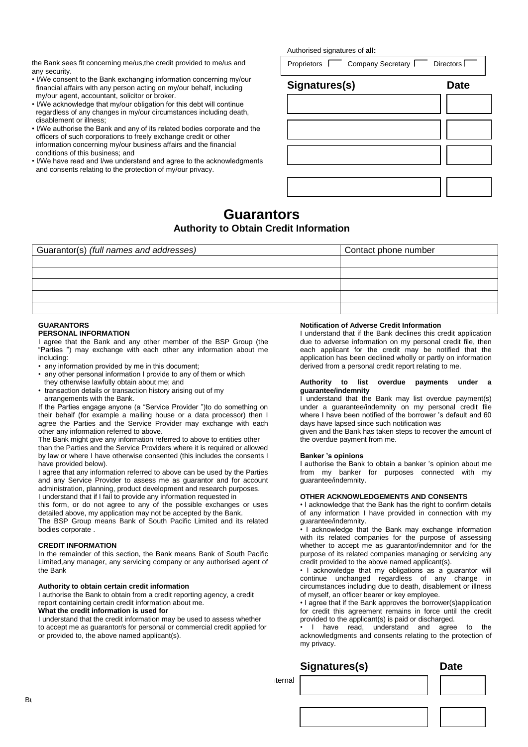the Bank sees fit concerning me/us,the credit provided to me/us and any security.

- I/We consent to the Bank exchanging information concerning my/our financial affairs with any person acting on my/our behalf, including my/our agent, accountant, solicitor or broker.
- I/We acknowledge that my/our obligation for this debt will continue regardless of any changes in my/our circumstances including death, disablement or illness;
- I/We authorise the Bank and any of its related bodies corporate and the officers of such corporations to freely exchange credit or other information concerning my/our business affairs and the financial conditions of this business; and
- I/We have read and I/we understand and agree to the acknowledgments and consents relating to the protection of my/our privacy.

Authorised signatures of **all:**

Proprietors ☐ Company Secretary ☐ Directors ☐

| Signatures(s) | Date |
| --- | --- |
| | |
| | |
| | |
| | |

# Guarantors

## Authority to Obtain Credit Information

| Guarantor(s) *(full names and addresses)* | Contact phone number |
| --- | --- |
| | |
| | |
| | |
| | |
| | |

**GUARANTORS**

**PERSONAL INFORMATION**

I agree that the Bank and any other member of the BSP Group (the "Parties ") may exchange with each other any information about me including:

- any information provided by me in this document;
- any other personal information I provide to any of them or which they otherwise lawfully obtain about me; and
- transaction details or transaction history arising out of my arrangements with the Bank.

If the Parties engage anyone (a "Service Provider ")to do something on their behalf (for example a mailing house or a data processor) then I agree the Parties and the Service Provider may exchange with each other any information referred to above.

The Bank might give any information referred to above to entities other than the Parties and the Service Providers where it is required or allowed by law or where I have otherwise consented (this includes the consents I have provided below).

I agree that any information referred to above can be used by the Parties and any Service Provider to assess me as guarantor and for account administration, planning, product development and research purposes.

I understand that if I fail to provide any information requested in this form, or do not agree to any of the possible exchanges or uses detailed above, my application may not be accepted by the Bank.

The BSP Group means Bank of South Pacific Limited and its related bodies corporate .

**CREDIT INFORMATION**

In the remainder of this section, the Bank means Bank of South Pacific Limited,any manager, any servicing company or any authorised agent of the Bank

**Authority to obtain certain credit information**

I authorise the Bank to obtain from a credit reporting agency, a credit report containing certain credit information about me.

**What the credit information is used for**

I understand that the credit information may be used to assess whether to accept me as guarantor/s for personal or commercial credit applied for or provided to, the above named applicant(s).

**Notification of Adverse Credit Information**

I understand that if the Bank declines this credit application due to adverse information on my personal credit file, then each applicant for the credit may be notified that the application has been declined wholly or partly on information derived from a personal credit report relating to me.

**Authority to list overdue payments under a guarantee/indemnity**

I understand that the Bank may list overdue payment(s) under a guarantee/indemnity on my personal credit file where I have been notified of the borrower 's default and 60 days have lapsed since such notification was given and the Bank has taken steps to recover the amount of the overdue payment from me.

**Banker 's opinions**

I authorise the Bank to obtain a banker 's opinion about me from my banker for purposes connected with my guarantee/indemnity.

**OTHER ACKNOWLEDGEMENTS AND CONSENTS**

- I acknowledge that the Bank has the right to confirm details of any information I have provided in connection with my guarantee/indemnity.
- I acknowledge that the Bank may exchange information with its related companies for the purpose of assessing whether to accept me as guarantor/indemnitor and for the purpose of its related companies managing or servicing any credit provided to the above named applicant(s).
- I acknowledge that my obligations as a guarantor will continue unchanged regardless of any change in circumstances including due to death, disablement or illness of myself, an officer bearer or key employee.
- I agree that if the Bank approves the borrower(s)application for credit this agreement remains in force until the credit provided to the applicant(s) is paid or discharged.
- I have read, understand and agree to the acknowledgments and consents relating to the protection of my privacy.

| Signatures(s) | Date |
| --- | --- |
| | |
| | |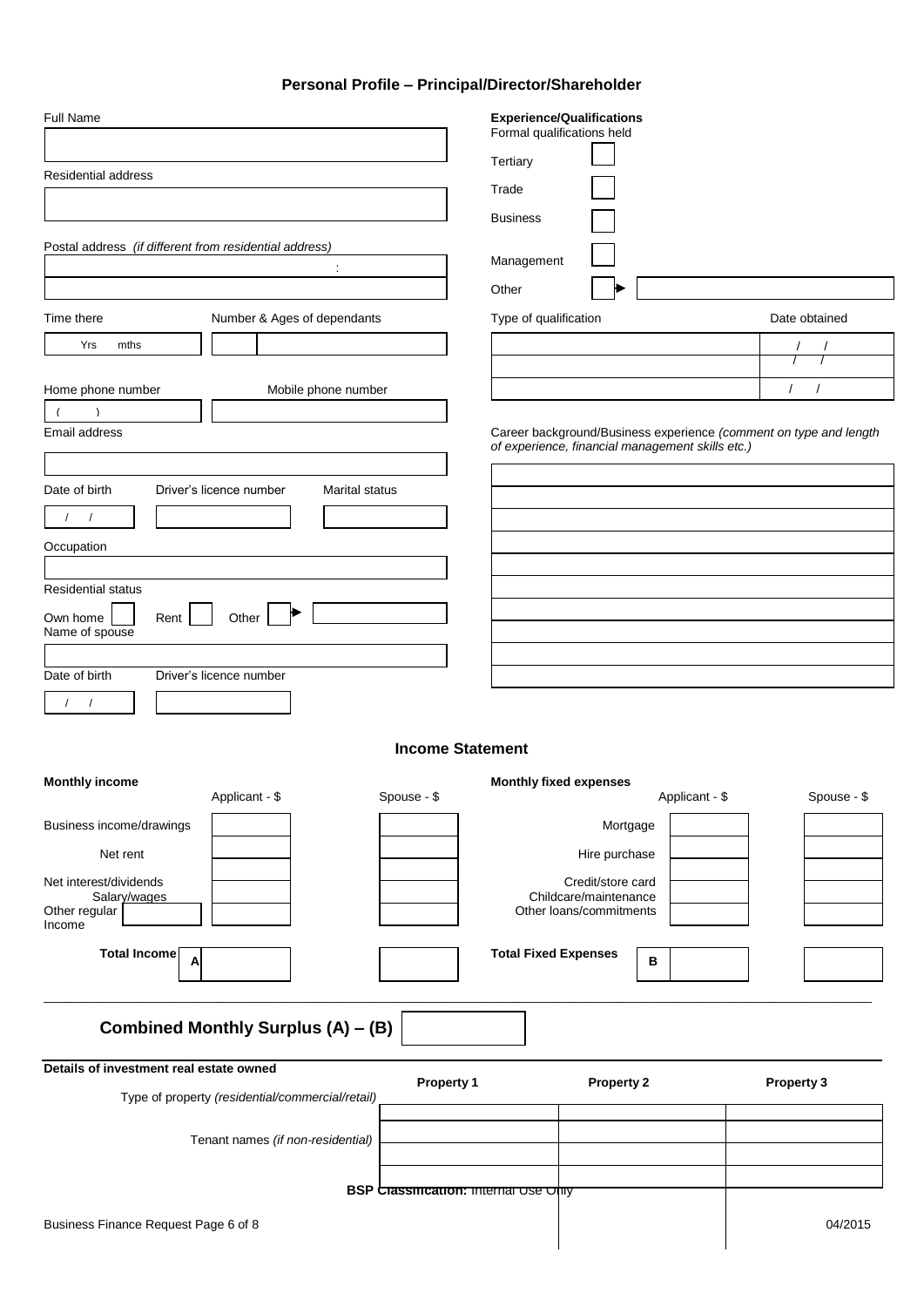# Personal Profile – Principal/Director/Shareholder

Full Name

Residential address

Postal address *(if different from residential address)*

Time there

Yrs mths

Number & Ages of dependants

Home phone number

( )

Mobile phone number

Email address

Date of birth

/ /

Driver's licence number

Marital status

Occupation

Residential status

Own home ☐ Rent ☐ Other ☐ ►

Name of spouse

Date of birth

/ /

Driver's licence number

**Experience/Qualifications**

Formal qualifications held

Tertiary ☐

Trade ☐

Business ☐

Management ☐

Other ☐ ►

| Type of qualification | Date obtained |
| --- | --- |
| | / / |
| | / / |
| | / / |

Career background/Business experience *(comment on type and length of experience, financial management skills etc.)*

## Income Statement

| **Monthly income** | Applicant - $ | Spouse - $ |
| --- | --- | --- |
| Business income/drawings | | |
| Net rent | | |
| Net interest/dividends | | |
| Salary/wages | | |
| Other regular Income | | |
| **Total Income** | A | |

| **Monthly fixed expenses** | Applicant - $ | Spouse - $ |
| --- | --- | --- |
| Mortgage | | |
| Hire purchase | | |
| Credit/store card | | |
| Childcare/maintenance | | |
| Other loans/commitments | | |
| **Total Fixed Expenses** | B | |

**Combined Monthly Surplus (A) – (B)**

**Details of investment real estate owned**

| | **Property 1** | **Property 2** | **Property 3** |
| --- | --- | --- | --- |
| Type of property *(residential/commercial/retail)* | | | |
| Tenant names *(if non-residential)* | | | |

**BSP Classification:** Internal Use Only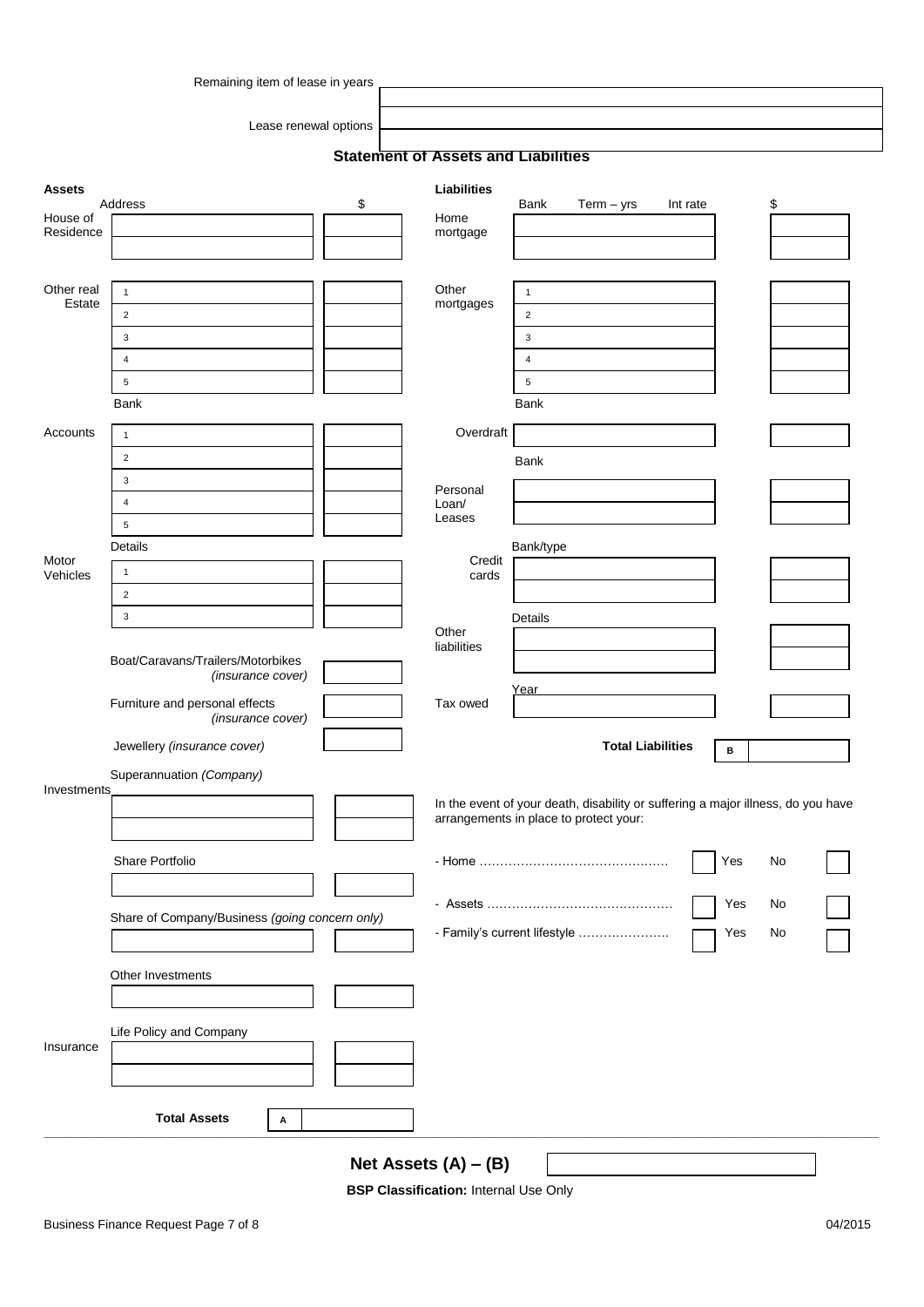| | |
|---|---|
| Remaining item of lease in years | |
| Lease renewal options | |

## Statement of Assets and Liabilities

### Assets

| | Address | $ |
|---|---|---|
| House of Residence | | |
| | | |
| Other real Estate | 1 | |
| | 2 | |
| | 3 | |
| | 4 | |
| | 5 | |
| | **Bank** | |
| Accounts | 1 | |
| | 2 | |
| | 3 | |
| | 4 | |
| | 5 | |
| | **Details** | |
| Motor Vehicles | 1 | |
| | 2 | |
| | 3 | |
| | Boat/Caravans/Trailers/Motorbikes *(insurance cover)* | |
| | Furniture and personal effects *(insurance cover)* | |
| | Jewellery *(insurance cover)* | |
| Investments | Superannuation *(Company)* | |
| | | |
| | | |
| | Share Portfolio | |
| | | |
| | Share of Company/Business *(going concern only)* | |
| | | |
| | Other Investments | |
| | | |
| Insurance | Life Policy and Company | |
| | | |
| | | |
| | **Total Assets** | **A** |

### Liabilities

| | Bank / Term – yrs / Int rate | $ |
|---|---|---|
| Home mortgage | | |
| | | |
| Other mortgages | 1 | |
| | 2 | |
| | 3 | |
| | 4 | |
| | 5 | |
| | **Bank** | |
| Overdraft | | |
| | **Bank** | |
| Personal Loan/ Leases | | |
| | | |
| | **Bank/type** | |
| Credit cards | | |
| | | |
| | **Details** | |
| Other liabilities | | |
| | | |
| | **Year** | |
| Tax owed | | |
| | **Total Liabilities** | **B** |

In the event of your death, disability or suffering a major illness, do you have arrangements in place to protect your:

| | Yes | No |
|---|---|---|
| - Home ……………………………………… | ☐ | ☐ |
| - Assets ……………………………………… | ☐ | ☐ |
| - Family's current lifestyle …………………. | ☐ | ☐ |

**Net Assets (A) – (B)**

**BSP Classification:** Internal Use Only

Business Finance Request Page 7 of 8 04/2015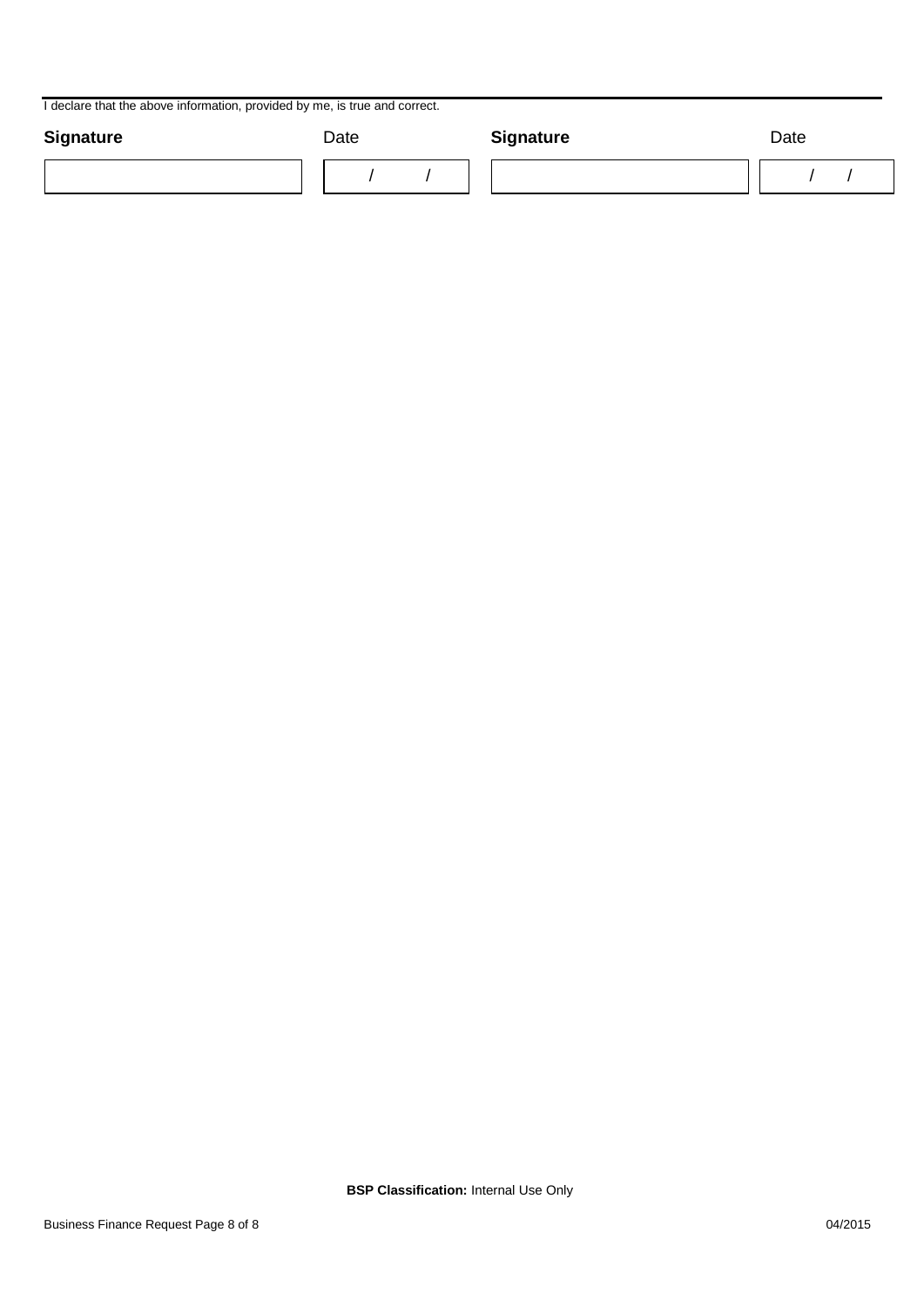I declare that the above information, provided by me, is true and correct.

| **Signature** | Date | **Signature** | Date |
| --- | --- | --- | --- |
| | / / | | / / |

**BSP Classification:** Internal Use Only